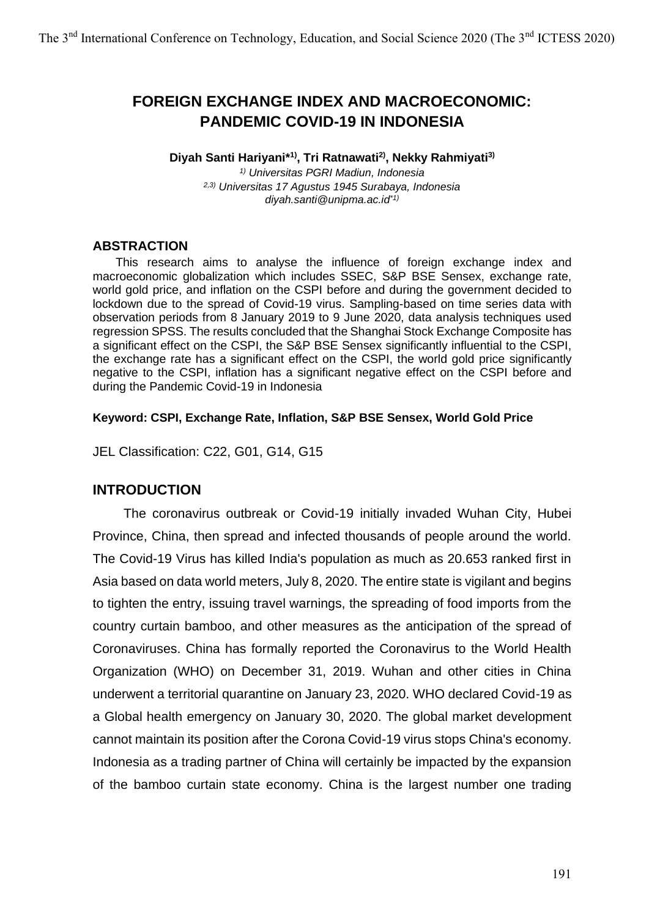# FOREIGN EXCHANGE INDEX AND MACROECONOMIC: PANDEMIC COVID-19 IN INDONESIA

**Diyah Santi Hariyani*[1], Tri Ratnawati[2], Nekky Rahmiyati[3]**

*[1] Universitas PGRI Madiun, Indonesia*
*[2,3] Universitas 17 Agustus 1945 Surabaya, Indonesia*
*diyah.santi@unipma.ac.id*[1]*

## ABSTRACTION

This research aims to analyse the influence of foreign exchange index and macroeconomic globalization which includes SSEC, S&P BSE Sensex, exchange rate, world gold price, and inflation on the CSPI before and during the government decided to lockdown due to the spread of Covid-19 virus. Sampling-based on time series data with observation periods from 8 January 2019 to 9 June 2020, data analysis techniques used regression SPSS. The results concluded that the Shanghai Stock Exchange Composite has a significant effect on the CSPI, the S&P BSE Sensex significantly influential to the CSPI, the exchange rate has a significant effect on the CSPI, the world gold price significantly negative to the CSPI, inflation has a significant negative effect on the CSPI before and during the Pandemic Covid-19 in Indonesia

**Keyword: CSPI, Exchange Rate, Inflation, S&P BSE Sensex, World Gold Price**

JEL Classification: C22, G01, G14, G15

## INTRODUCTION

The coronavirus outbreak or Covid-19 initially invaded Wuhan City, Hubei Province, China, then spread and infected thousands of people around the world. The Covid-19 Virus has killed India's population as much as 20.653 ranked first in Asia based on data world meters, July 8, 2020. The entire state is vigilant and begins to tighten the entry, issuing travel warnings, the spreading of food imports from the country curtain bamboo, and other measures as the anticipation of the spread of Coronaviruses. China has formally reported the Coronavirus to the World Health Organization (WHO) on December 31, 2019. Wuhan and other cities in China underwent a territorial quarantine on January 23, 2020. WHO declared Covid-19 as a Global health emergency on January 30, 2020. The global market development cannot maintain its position after the Corona Covid-19 virus stops China's economy. Indonesia as a trading partner of China will certainly be impacted by the expansion of the bamboo curtain state economy. China is the largest number one trading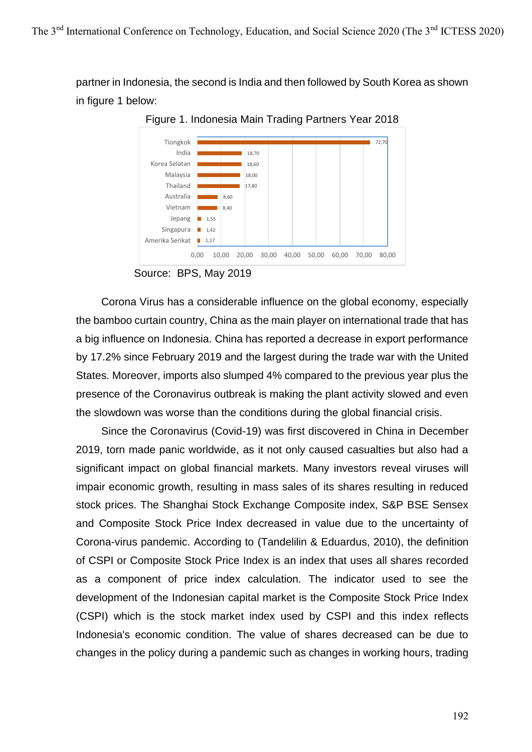partner in Indonesia, the second is India and then followed by South Korea as shown in figure 1 below:

Figure 1. Indonesia Main Trading Partners Year 2018

| Country | Value |
|---|---|
| Tiongkok | 72,70 |
| India | 18,70 |
| Korea Selatan | 18,60 |
| Malaysia | 18,00 |
| Thailand | 17,80 |
| Australia | 8,60 |
| Vietnam | 8,40 |
| Jepang | 1,55 |
| Singapura | 1,42 |
| Amerika Serikat | 1,17 |

Source: BPS, May 2019

Corona Virus has a considerable influence on the global economy, especially the bamboo curtain country, China as the main player on international trade that has a big influence on Indonesia. China has reported a decrease in export performance by 17.2% since February 2019 and the largest during the trade war with the United States. Moreover, imports also slumped 4% compared to the previous year plus the presence of the Coronavirus outbreak is making the plant activity slowed and even the slowdown was worse than the conditions during the global financial crisis.

Since the Coronavirus (Covid-19) was first discovered in China in December 2019, torn made panic worldwide, as it not only caused casualties but also had a significant impact on global financial markets. Many investors reveal viruses will impair economic growth, resulting in mass sales of its shares resulting in reduced stock prices. The Shanghai Stock Exchange Composite index, S&P BSE Sensex and Composite Stock Price Index decreased in value due to the uncertainty of Corona-virus pandemic. According to (Tandelilin & Eduardus, 2010), the definition of CSPI or Composite Stock Price Index is an index that uses all shares recorded as a component of price index calculation. The indicator used to see the development of the Indonesian capital market is the Composite Stock Price Index (CSPI) which is the stock market index used by CSPI and this index reflects Indonesia's economic condition. The value of shares decreased can be due to changes in the policy during a pandemic such as changes in working hours, trading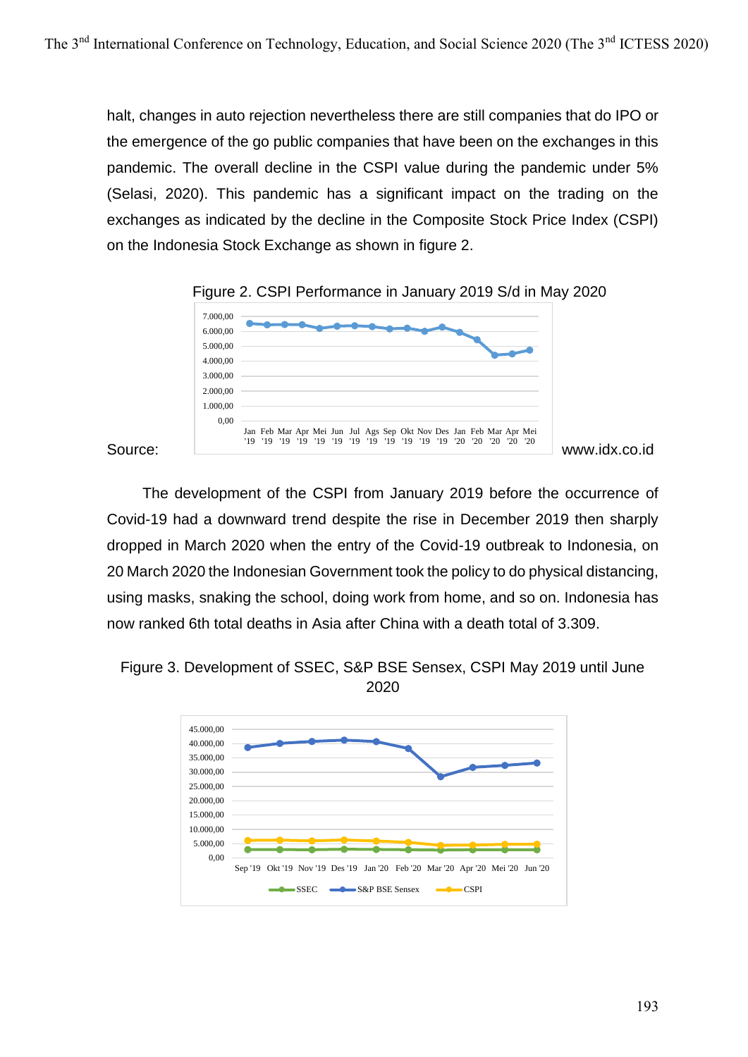halt, changes in auto rejection nevertheless there are still companies that do IPO or the emergence of the go public companies that have been on the exchanges in this pandemic. The overall decline in the CSPI value during the pandemic under 5% (Selasi, 2020). This pandemic has a significant impact on the trading on the exchanges as indicated by the decline in the Composite Stock Price Index (CSPI) on the Indonesia Stock Exchange as shown in figure 2.

Figure 2. CSPI Performance in January 2019 S/d in May 2020

Source: www.idx.co.id

The development of the CSPI from January 2019 before the occurrence of Covid-19 had a downward trend despite the rise in December 2019 then sharply dropped in March 2020 when the entry of the Covid-19 outbreak to Indonesia, on 20 March 2020 the Indonesian Government took the policy to do physical distancing, using masks, snaking the school, doing work from home, and so on. Indonesia has now ranked 6th total deaths in Asia after China with a death total of 3.309.

Figure 3. Development of SSEC, S&P BSE Sensex, CSPI May 2019 until June 2020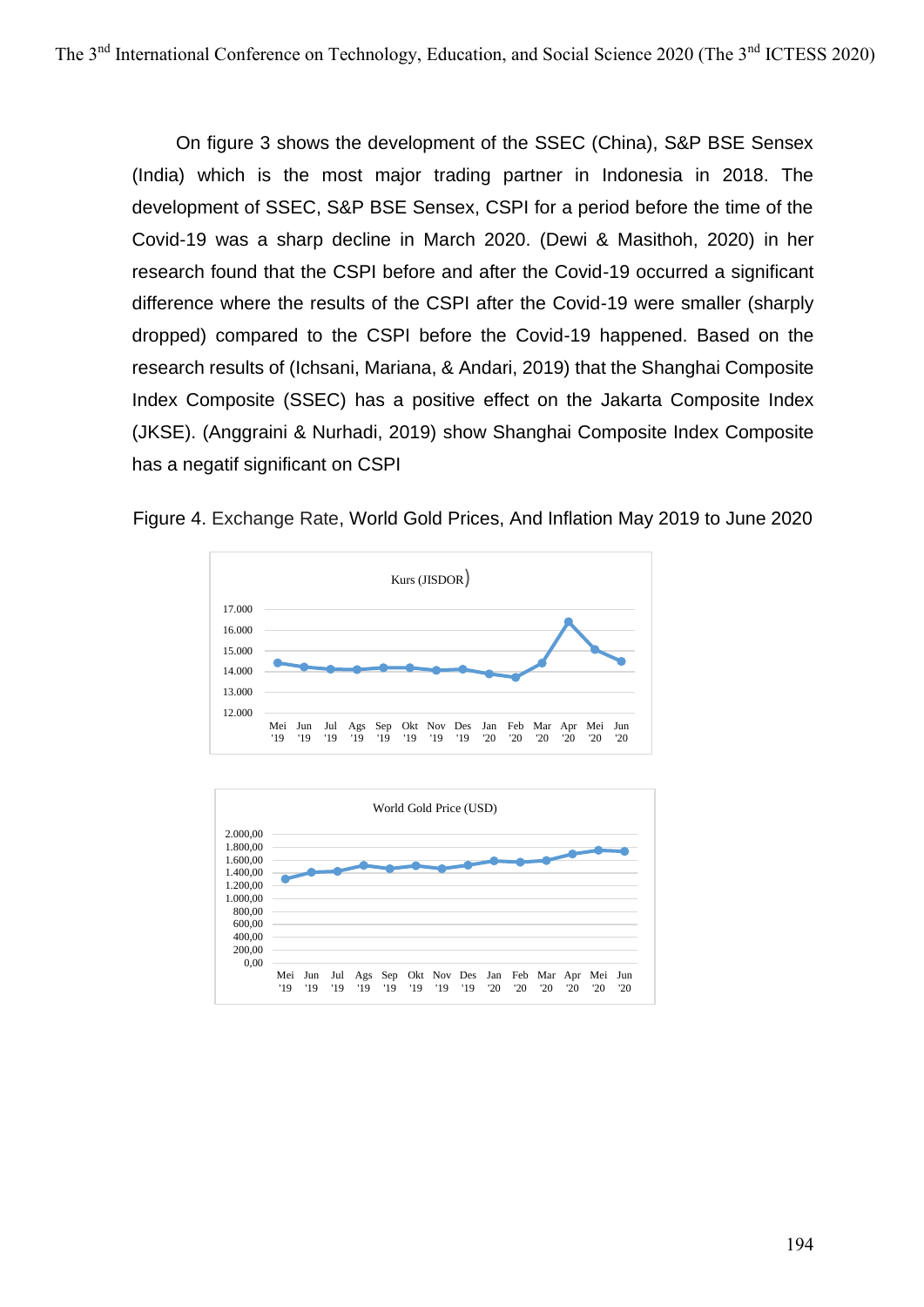On figure 3 shows the development of the SSEC (China), S&P BSE Sensex (India) which is the most major trading partner in Indonesia in 2018. The development of SSEC, S&P BSE Sensex, CSPI for a period before the time of the Covid-19 was a sharp decline in March 2020. (Dewi & Masithoh, 2020) in her research found that the CSPI before and after the Covid-19 occurred a significant difference where the results of the CSPI after the Covid-19 were smaller (sharply dropped) compared to the CSPI before the Covid-19 happened. Based on the research results of (Ichsani, Mariana, & Andari, 2019) that the Shanghai Composite Index Composite (SSEC) has a positive effect on the Jakarta Composite Index (JKSE). (Anggraini & Nurhadi, 2019) show Shanghai Composite Index Composite has a negatif significant on CSPI

Figure 4. Exchange Rate, World Gold Prices, And Inflation May 2019 to June 2020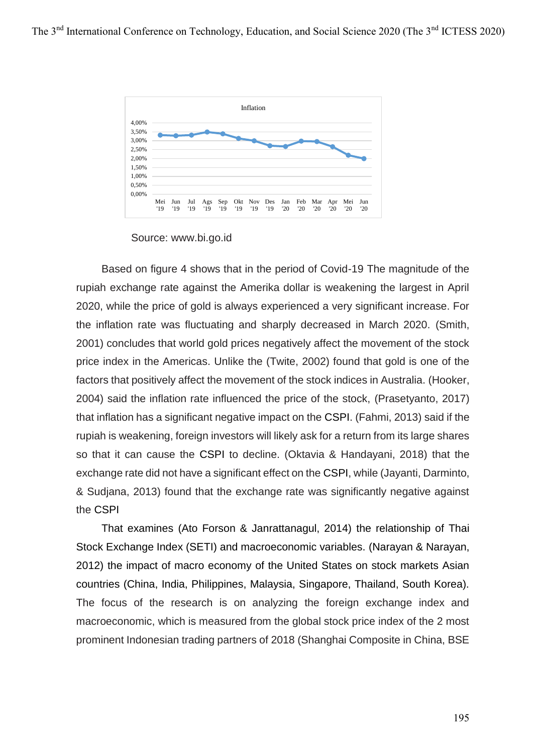Source: www.bi.go.id

Based on figure 4 shows that in the period of Covid-19 The magnitude of the rupiah exchange rate against the Amerika dollar is weakening the largest in April 2020, while the price of gold is always experienced a very significant increase. For the inflation rate was fluctuating and sharply decreased in March 2020. (Smith, 2001) concludes that world gold prices negatively affect the movement of the stock price index in the Americas. Unlike the (Twite, 2002) found that gold is one of the factors that positively affect the movement of the stock indices in Australia. (Hooker, 2004) said the inflation rate influenced the price of the stock, (Prasetyanto, 2017) that inflation has a significant negative impact on the CSPI. (Fahmi, 2013) said if the rupiah is weakening, foreign investors will likely ask for a return from its large shares so that it can cause the CSPI to decline. (Oktavia & Handayani, 2018) that the exchange rate did not have a significant effect on the CSPI, while (Jayanti, Darminto, & Sudjana, 2013) found that the exchange rate was significantly negative against the CSPI

That examines (Ato Forson & Janrattanagul, 2014) the relationship of Thai Stock Exchange Index (SETI) and macroeconomic variables. (Narayan & Narayan, 2012) the impact of macro economy of the United States on stock markets Asian countries (China, India, Philippines, Malaysia, Singapore, Thailand, South Korea). The focus of the research is on analyzing the foreign exchange index and macroeconomic, which is measured from the global stock price index of the 2 most prominent Indonesian trading partners of 2018 (Shanghai Composite in China, BSE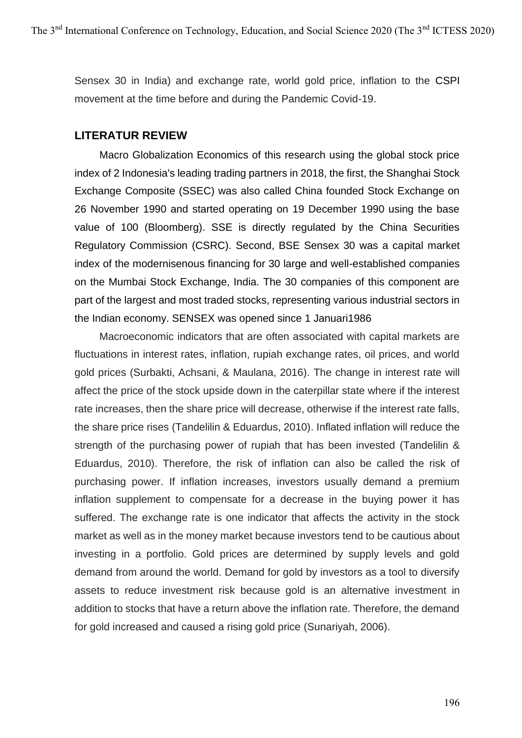Sensex 30 in India) and exchange rate, world gold price, inflation to the CSPI movement at the time before and during the Pandemic Covid-19.

## LITERATUR REVIEW

Macro Globalization Economics of this research using the global stock price index of 2 Indonesia's leading trading partners in 2018, the first, the Shanghai Stock Exchange Composite (SSEC) was also called China founded Stock Exchange on 26 November 1990 and started operating on 19 December 1990 using the base value of 100 (Bloomberg). SSE is directly regulated by the China Securities Regulatory Commission (CSRC). Second, BSE Sensex 30 was a capital market index of the modernisenous financing for 30 large and well-established companies on the Mumbai Stock Exchange, India. The 30 companies of this component are part of the largest and most traded stocks, representing various industrial sectors in the Indian economy. SENSEX was opened since 1 Januari1986

Macroeconomic indicators that are often associated with capital markets are fluctuations in interest rates, inflation, rupiah exchange rates, oil prices, and world gold prices (Surbakti, Achsani, & Maulana, 2016). The change in interest rate will affect the price of the stock upside down in the caterpillar state where if the interest rate increases, then the share price will decrease, otherwise if the interest rate falls, the share price rises (Tandelilin & Eduardus, 2010). Inflated inflation will reduce the strength of the purchasing power of rupiah that has been invested (Tandelilin & Eduardus, 2010). Therefore, the risk of inflation can also be called the risk of purchasing power. If inflation increases, investors usually demand a premium inflation supplement to compensate for a decrease in the buying power it has suffered. The exchange rate is one indicator that affects the activity in the stock market as well as in the money market because investors tend to be cautious about investing in a portfolio. Gold prices are determined by supply levels and gold demand from around the world. Demand for gold by investors as a tool to diversify assets to reduce investment risk because gold is an alternative investment in addition to stocks that have a return above the inflation rate. Therefore, the demand for gold increased and caused a rising gold price (Sunariyah, 2006).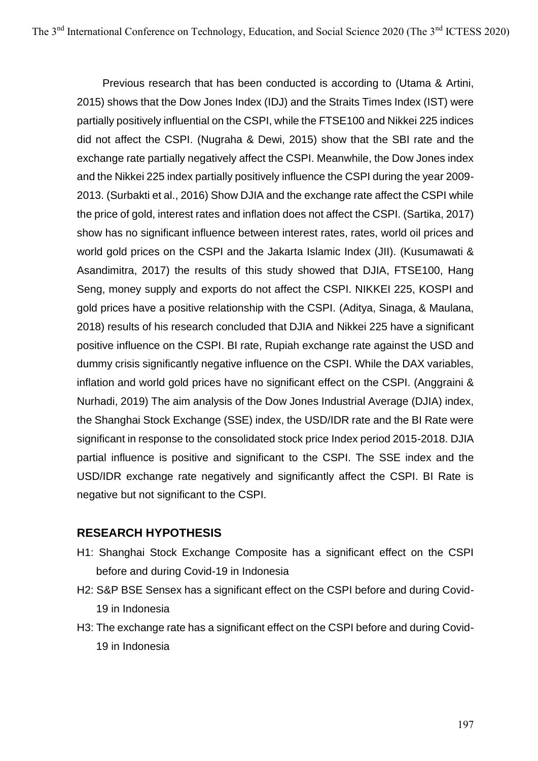Previous research that has been conducted is according to (Utama & Artini, 2015) shows that the Dow Jones Index (IDJ) and the Straits Times Index (IST) were partially positively influential on the CSPI, while the FTSE100 and Nikkei 225 indices did not affect the CSPI. (Nugraha & Dewi, 2015) show that the SBI rate and the exchange rate partially negatively affect the CSPI. Meanwhile, the Dow Jones index and the Nikkei 225 index partially positively influence the CSPI during the year 2009-2013. (Surbakti et al., 2016) Show DJIA and the exchange rate affect the CSPI while the price of gold, interest rates and inflation does not affect the CSPI. (Sartika, 2017) show has no significant influence between interest rates, rates, world oil prices and world gold prices on the CSPI and the Jakarta Islamic Index (JII). (Kusumawati & Asandimitra, 2017) the results of this study showed that DJIA, FTSE100, Hang Seng, money supply and exports do not affect the CSPI. NIKKEI 225, KOSPI and gold prices have a positive relationship with the CSPI. (Aditya, Sinaga, & Maulana, 2018) results of his research concluded that DJIA and Nikkei 225 have a significant positive influence on the CSPI. BI rate, Rupiah exchange rate against the USD and dummy crisis significantly negative influence on the CSPI. While the DAX variables, inflation and world gold prices have no significant effect on the CSPI. (Anggraini & Nurhadi, 2019) The aim analysis of the Dow Jones Industrial Average (DJIA) index, the Shanghai Stock Exchange (SSE) index, the USD/IDR rate and the BI Rate were significant in response to the consolidated stock price Index period 2015-2018. DJIA partial influence is positive and significant to the CSPI. The SSE index and the USD/IDR exchange rate negatively and significantly affect the CSPI. BI Rate is negative but not significant to the CSPI.

## RESEARCH HYPOTHESIS

H1: Shanghai Stock Exchange Composite has a significant effect on the CSPI before and during Covid-19 in Indonesia

H2: S&P BSE Sensex has a significant effect on the CSPI before and during Covid-19 in Indonesia

H3: The exchange rate has a significant effect on the CSPI before and during Covid-19 in Indonesia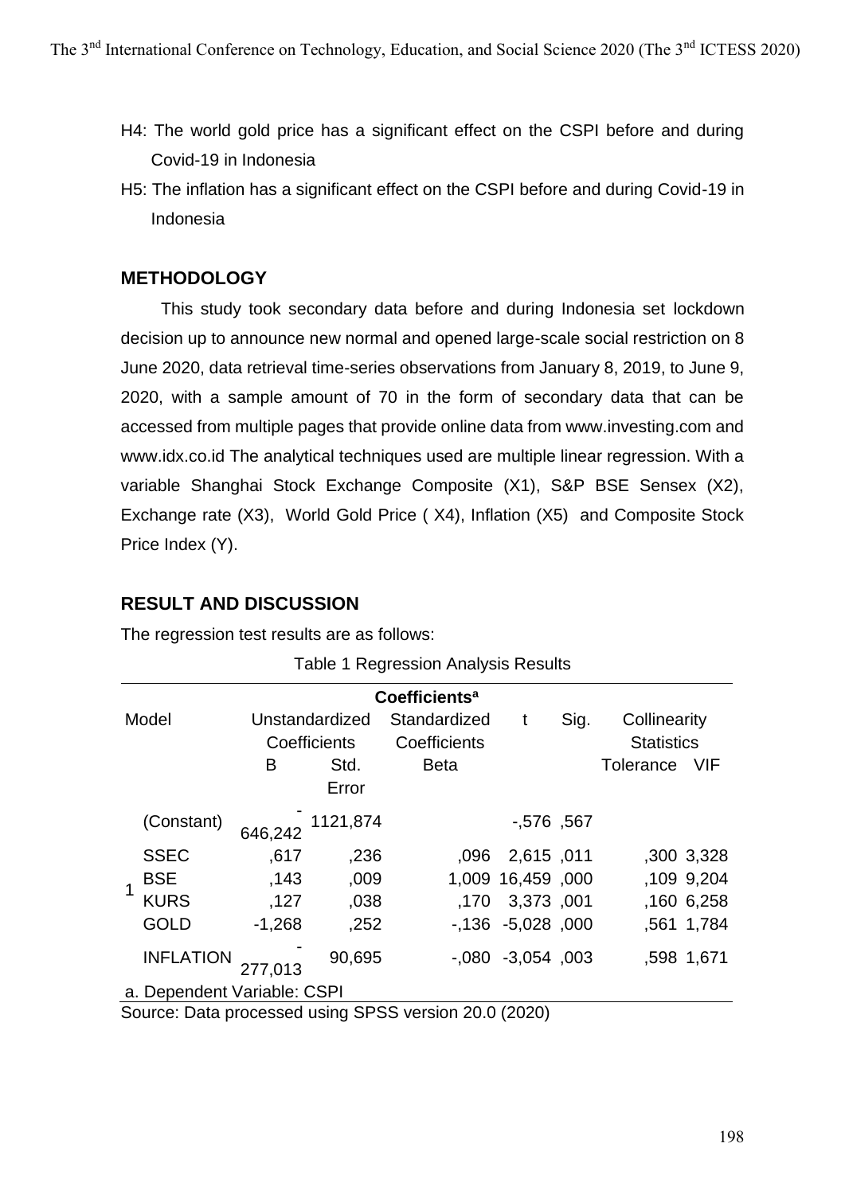H4: The world gold price has a significant effect on the CSPI before and during Covid-19 in Indonesia

H5: The inflation has a significant effect on the CSPI before and during Covid-19 in Indonesia

## METHODOLOGY

This study took secondary data before and during Indonesia set lockdown decision up to announce new normal and opened large-scale social restriction on 8 June 2020, data retrieval time-series observations from January 8, 2019, to June 9, 2020, with a sample amount of 70 in the form of secondary data that can be accessed from multiple pages that provide online data from www.investing.com and www.idx.co.id The analytical techniques used are multiple linear regression. With a variable Shanghai Stock Exchange Composite (X1), S&P BSE Sensex (X2), Exchange rate (X3), World Gold Price ( X4), Inflation (X5) and Composite Stock Price Index (Y).

## RESULT AND DISCUSSION

The regression test results are as follows:

Table 1 Regression Analysis Results

| Coefficients[a] | | | | | | | | |
|---|---|---|---|---|---|---|---|---|
| Model | | Unstandardized Coefficients | | Standardized Coefficients | t | Sig. | Collinearity Statistics | |
| | | B | Std. Error | Beta | | | Tolerance | VIF |
| 1 | (Constant) | -646,242 | 1121,874 | | -,576 | ,567 | | |
| | SSEC | ,617 | ,236 | ,096 | 2,615 | ,011 | ,300 | 3,328 |
| | BSE | ,143 | ,009 | 1,009 | 16,459 | ,000 | ,109 | 9,204 |
| | KURS | ,127 | ,038 | ,170 | 3,373 | ,001 | ,160 | 6,258 |
| | GOLD | -1,268 | ,252 | -,136 | -5,028 | ,000 | ,561 | 1,784 |
| | INFLATION | -277,013 | 90,695 | -,080 | -3,054 | ,003 | ,598 | 1,671 |

a. Dependent Variable: CSPI

Source: Data processed using SPSS version 20.0 (2020)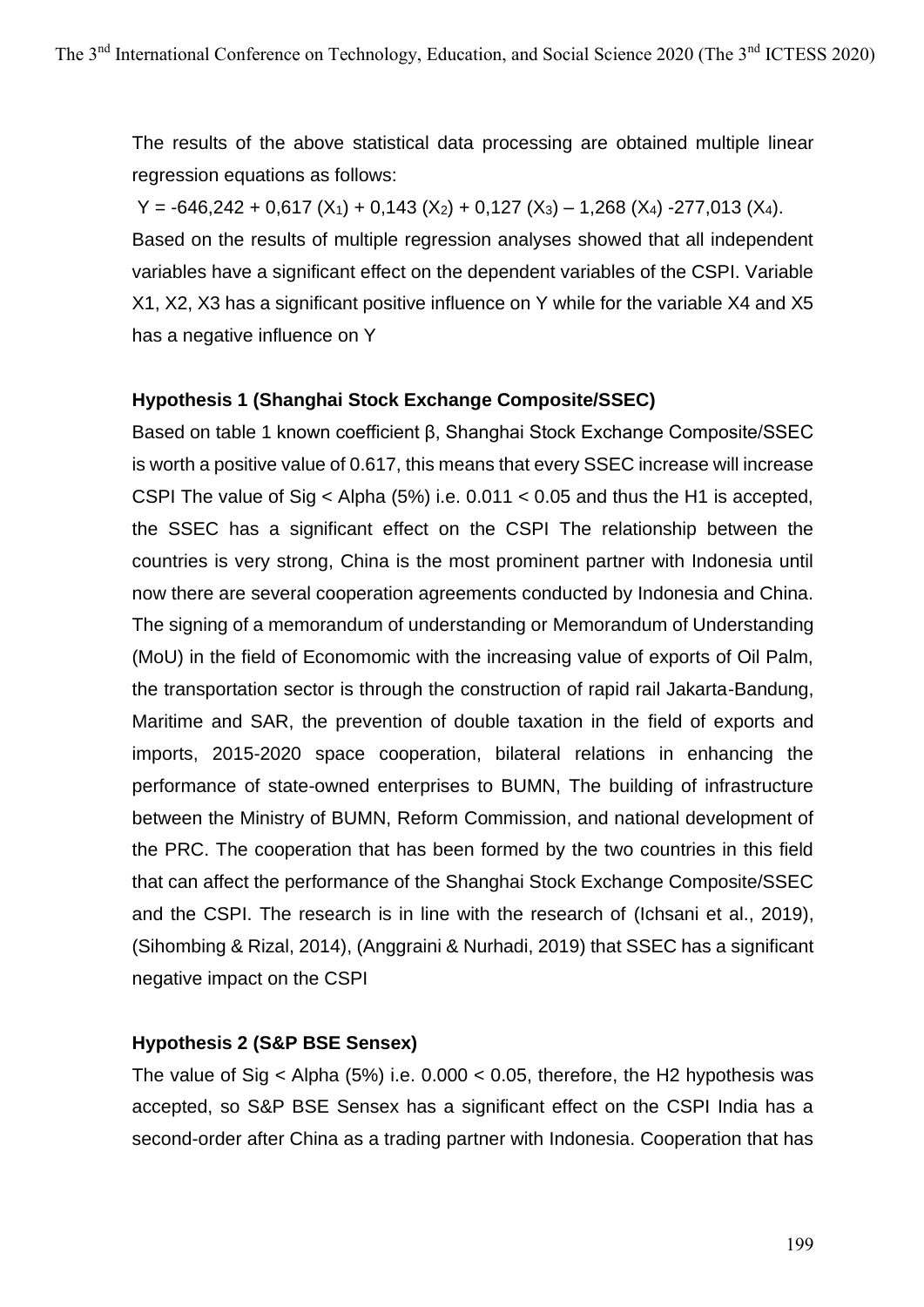The results of the above statistical data processing are obtained multiple linear regression equations as follows:

$Y = -646{,}242 + 0{,}617\,(X_1) + 0{,}143\,(X_2) + 0{,}127\,(X_3) – 1{,}268\,(X_4) -277{,}013\,(X_4)$.

Based on the results of multiple regression analyses showed that all independent variables have a significant effect on the dependent variables of the CSPI. Variable X1, X2, X3 has a significant positive influence on Y while for the variable X4 and X5 has a negative influence on Y

### Hypothesis 1 (Shanghai Stock Exchange Composite/SSEC)

Based on table 1 known coefficient β, Shanghai Stock Exchange Composite/SSEC is worth a positive value of 0.617, this means that every SSEC increase will increase CSPI The value of Sig < Alpha (5%) i.e. 0.011 < 0.05 and thus the H1 is accepted, the SSEC has a significant effect on the CSPI The relationship between the countries is very strong, China is the most prominent partner with Indonesia until now there are several cooperation agreements conducted by Indonesia and China. The signing of a memorandum of understanding or Memorandum of Understanding (MoU) in the field of Economomic with the increasing value of exports of Oil Palm, the transportation sector is through the construction of rapid rail Jakarta-Bandung, Maritime and SAR, the prevention of double taxation in the field of exports and imports, 2015-2020 space cooperation, bilateral relations in enhancing the performance of state-owned enterprises to BUMN, The building of infrastructure between the Ministry of BUMN, Reform Commission, and national development of the PRC. The cooperation that has been formed by the two countries in this field that can affect the performance of the Shanghai Stock Exchange Composite/SSEC and the CSPI. The research is in line with the research of (Ichsani et al., 2019), (Sihombing & Rizal, 2014), (Anggraini & Nurhadi, 2019) that SSEC has a significant negative impact on the CSPI

### Hypothesis 2 (S&P BSE Sensex)

The value of Sig < Alpha (5%) i.e. 0.000 < 0.05, therefore, the H2 hypothesis was accepted, so S&P BSE Sensex has a significant effect on the CSPI India has a second-order after China as a trading partner with Indonesia. Cooperation that has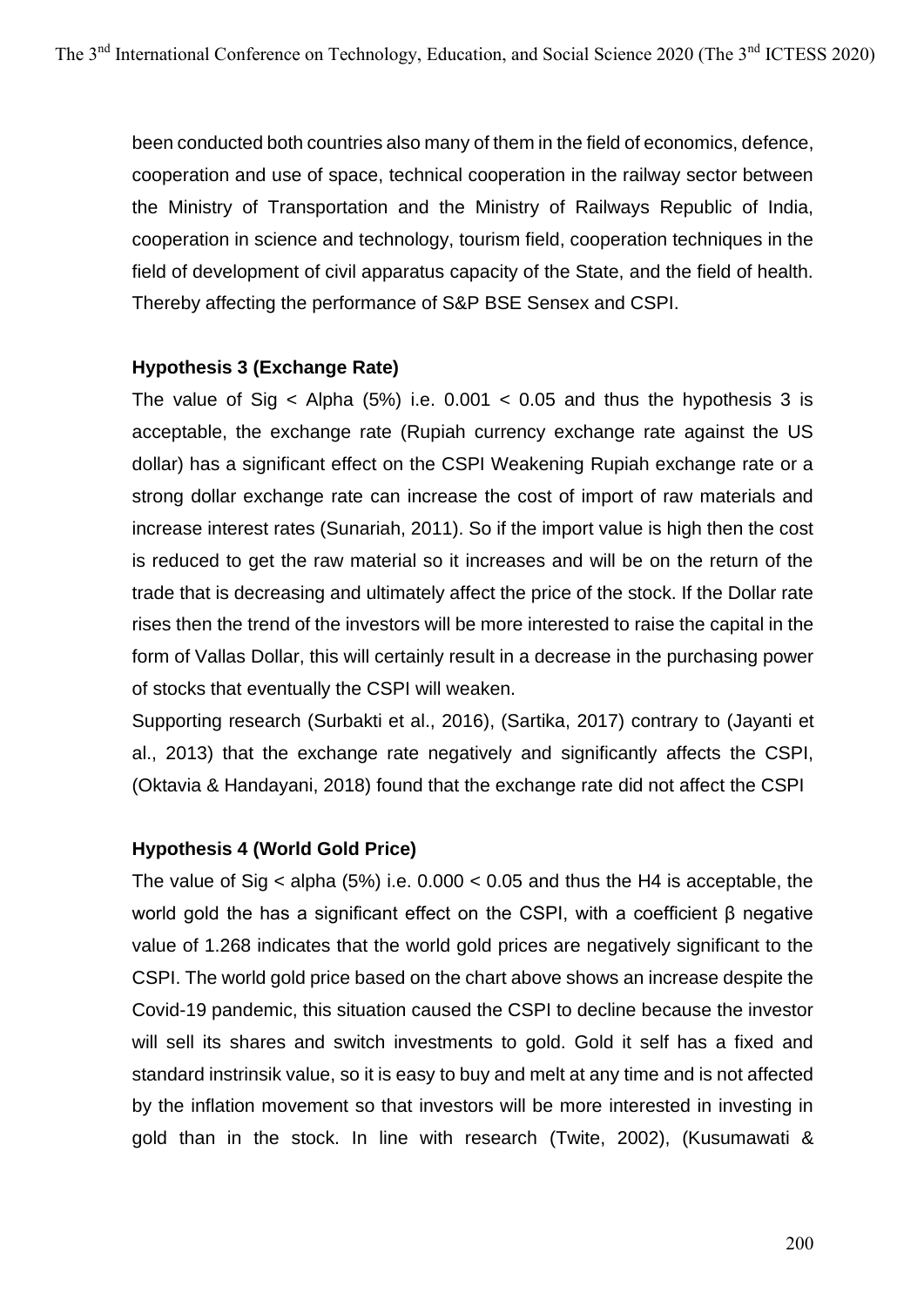been conducted both countries also many of them in the field of economics, defence, cooperation and use of space, technical cooperation in the railway sector between the Ministry of Transportation and the Ministry of Railways Republic of India, cooperation in science and technology, tourism field, cooperation techniques in the field of development of civil apparatus capacity of the State, and the field of health. Thereby affecting the performance of S&P BSE Sensex and CSPI.

**Hypothesis 3 (Exchange Rate)**

The value of Sig < Alpha (5%) i.e. 0.001 < 0.05 and thus the hypothesis 3 is acceptable, the exchange rate (Rupiah currency exchange rate against the US dollar) has a significant effect on the CSPI Weakening Rupiah exchange rate or a strong dollar exchange rate can increase the cost of import of raw materials and increase interest rates (Sunariah, 2011). So if the import value is high then the cost is reduced to get the raw material so it increases and will be on the return of the trade that is decreasing and ultimately affect the price of the stock. If the Dollar rate rises then the trend of the investors will be more interested to raise the capital in the form of Vallas Dollar, this will certainly result in a decrease in the purchasing power of stocks that eventually the CSPI will weaken.

Supporting research (Surbakti et al., 2016), (Sartika, 2017) contrary to (Jayanti et al., 2013) that the exchange rate negatively and significantly affects the CSPI, (Oktavia & Handayani, 2018) found that the exchange rate did not affect the CSPI

**Hypothesis 4 (World Gold Price)**

The value of Sig < alpha (5%) i.e. 0.000 < 0.05 and thus the H4 is acceptable, the world gold the has a significant effect on the CSPI, with a coefficient β negative value of 1.268 indicates that the world gold prices are negatively significant to the CSPI. The world gold price based on the chart above shows an increase despite the Covid-19 pandemic, this situation caused the CSPI to decline because the investor will sell its shares and switch investments to gold. Gold it self has a fixed and standard instrinsik value, so it is easy to buy and melt at any time and is not affected by the inflation movement so that investors will be more interested in investing in gold than in the stock. In line with research (Twite, 2002), (Kusumawati &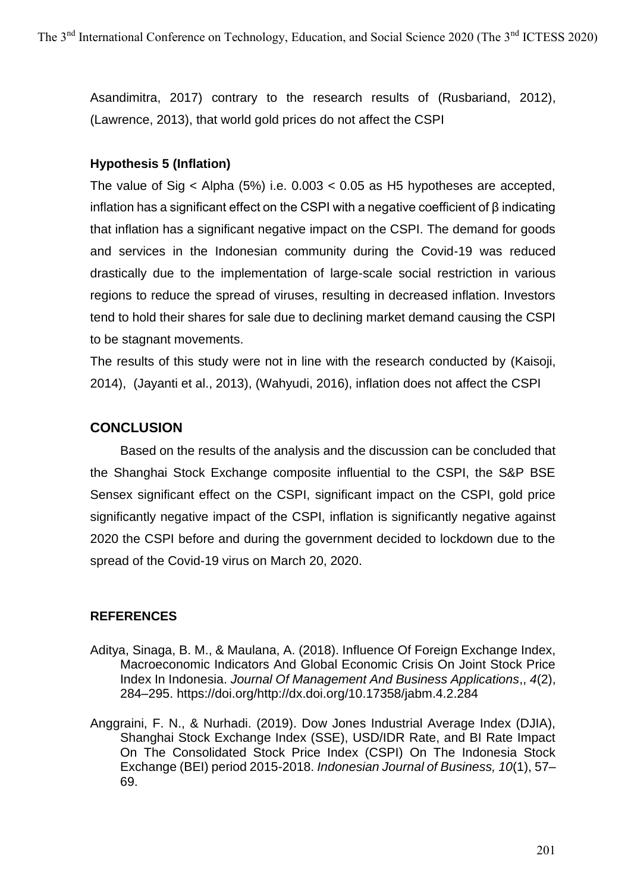Asandimitra, 2017) contrary to the research results of (Rusbariand, 2012), (Lawrence, 2013), that world gold prices do not affect the CSPI

### Hypothesis 5 (Inflation)

The value of Sig < Alpha (5%) i.e. 0.003 < 0.05 as H5 hypotheses are accepted, inflation has a significant effect on the CSPI with a negative coefficient of β indicating that inflation has a significant negative impact on the CSPI. The demand for goods and services in the Indonesian community during the Covid-19 was reduced drastically due to the implementation of large-scale social restriction in various regions to reduce the spread of viruses, resulting in decreased inflation. Investors tend to hold their shares for sale due to declining market demand causing the CSPI to be stagnant movements.

The results of this study were not in line with the research conducted by (Kaisoji, 2014), (Jayanti et al., 2013), (Wahyudi, 2016), inflation does not affect the CSPI

## CONCLUSION

Based on the results of the analysis and the discussion can be concluded that the Shanghai Stock Exchange composite influential to the CSPI, the S&P BSE Sensex significant effect on the CSPI, significant impact on the CSPI, gold price significantly negative impact of the CSPI, inflation is significantly negative against 2020 the CSPI before and during the government decided to lockdown due to the spread of the Covid-19 virus on March 20, 2020.

## REFERENCES

Aditya, Sinaga, B. M., & Maulana, A. (2018). Influence Of Foreign Exchange Index, Macroeconomic Indicators And Global Economic Crisis On Joint Stock Price Index In Indonesia. *Journal Of Management And Business Applications*,, *4*(2), 284–295. https://doi.org/http://dx.doi.org/10.17358/jabm.4.2.284

Anggraini, F. N., & Nurhadi. (2019). Dow Jones Industrial Average Index (DJIA), Shanghai Stock Exchange Index (SSE), USD/IDR Rate, and BI Rate Impact On The Consolidated Stock Price Index (CSPI) On The Indonesia Stock Exchange (BEI) period 2015-2018. *Indonesian Journal of Business, 10*(1), 57–69.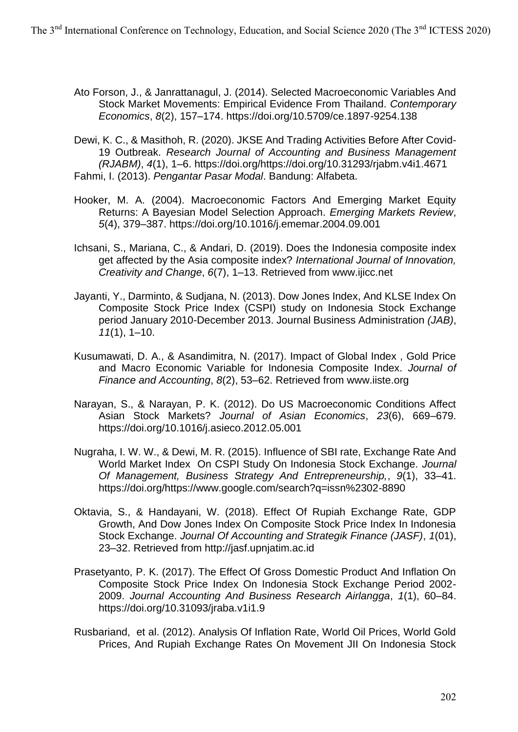Ato Forson, J., & Janrattanagul, J. (2014). Selected Macroeconomic Variables And Stock Market Movements: Empirical Evidence From Thailand. *Contemporary Economics*, *8*(2), 157–174. https://doi.org/10.5709/ce.1897-9254.138

Dewi, K. C., & Masithoh, R. (2020). JKSE And Trading Activities Before After Covid-19 Outbreak. *Research Journal of Accounting and Business Management (RJABM)*, *4*(1), 1–6. https://doi.org/https://doi.org/10.31293/rjabm.v4i1.4671

Fahmi, I. (2013). *Pengantar Pasar Modal*. Bandung: Alfabeta.

Hooker, M. A. (2004). Macroeconomic Factors And Emerging Market Equity Returns: A Bayesian Model Selection Approach. *Emerging Markets Review*, *5*(4), 379–387. https://doi.org/10.1016/j.ememar.2004.09.001

Ichsani, S., Mariana, C., & Andari, D. (2019). Does the Indonesia composite index get affected by the Asia composite index? *International Journal of Innovation, Creativity and Change*, *6*(7), 1–13. Retrieved from www.ijicc.net

Jayanti, Y., Darminto, & Sudjana, N. (2013). Dow Jones Index, And KLSE Index On Composite Stock Price Index (CSPI) study on Indonesia Stock Exchange period January 2010-December 2013. Journal Business Administration *(JAB)*, *11*(1), 1–10.

Kusumawati, D. A., & Asandimitra, N. (2017). Impact of Global Index , Gold Price and Macro Economic Variable for Indonesia Composite Index. *Journal of Finance and Accounting*, *8*(2), 53–62. Retrieved from www.iiste.org

Narayan, S., & Narayan, P. K. (2012). Do US Macroeconomic Conditions Affect Asian Stock Markets? *Journal of Asian Economics*, *23*(6), 669–679. https://doi.org/10.1016/j.asieco.2012.05.001

Nugraha, I. W. W., & Dewi, M. R. (2015). Influence of SBI rate, Exchange Rate And World Market Index On CSPI Study On Indonesia Stock Exchange. *Journal Of Management, Business Strategy And Entrepreneurship,*, *9*(1), 33–41. https://doi.org/https://www.google.com/search?q=issn%2302-8890

Oktavia, S., & Handayani, W. (2018). Effect Of Rupiah Exchange Rate, GDP Growth, And Dow Jones Index On Composite Stock Price Index In Indonesia Stock Exchange. *Journal Of Accounting and Strategik Finance (JASF)*, *1*(01), 23–32. Retrieved from http://jasf.upnjatim.ac.id

Prasetyanto, P. K. (2017). The Effect Of Gross Domestic Product And Inflation On Composite Stock Price Index On Indonesia Stock Exchange Period 2002-2009. *Journal Accounting And Business Research Airlangga*, *1*(1), 60–84. https://doi.org/10.31093/jraba.v1i1.9

Rusbariand, et al. (2012). Analysis Of Inflation Rate, World Oil Prices, World Gold Prices, And Rupiah Exchange Rates On Movement JII On Indonesia Stock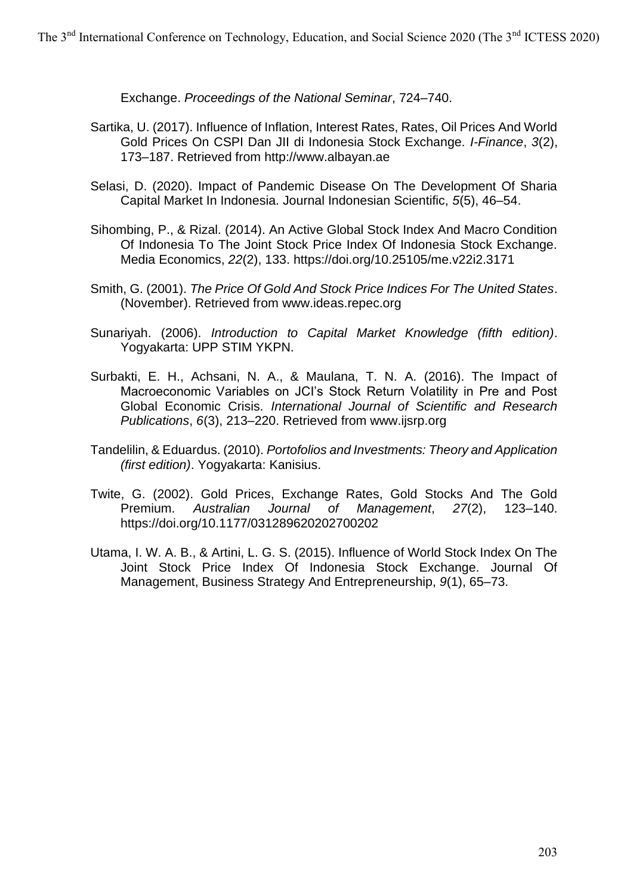Exchange. *Proceedings of the National Seminar*, 724–740.

Sartika, U. (2017). Influence of Inflation, Interest Rates, Rates, Oil Prices And World Gold Prices On CSPI Dan JII di Indonesia Stock Exchange. *I-Finance*, *3*(2), 173–187. Retrieved from http://www.albayan.ae

Selasi, D. (2020). Impact of Pandemic Disease On The Development Of Sharia Capital Market In Indonesia. Journal Indonesian Scientific, *5*(5), 46–54.

Sihombing, P., & Rizal. (2014). An Active Global Stock Index And Macro Condition Of Indonesia To The Joint Stock Price Index Of Indonesia Stock Exchange. Media Economics, *22*(2), 133. https://doi.org/10.25105/me.v22i2.3171

Smith, G. (2001). *The Price Of Gold And Stock Price Indices For The United States*. (November). Retrieved from www.ideas.repec.org

Sunariyah. (2006). *Introduction to Capital Market Knowledge (fifth edition)*. Yogyakarta: UPP STIM YKPN.

Surbakti, E. H., Achsani, N. A., & Maulana, T. N. A. (2016). The Impact of Macroeconomic Variables on JCI's Stock Return Volatility in Pre and Post Global Economic Crisis. *International Journal of Scientific and Research Publications*, *6*(3), 213–220. Retrieved from www.ijsrp.org

Tandelilin, & Eduardus. (2010). *Portofolios and Investments: Theory and Application (first edition)*. Yogyakarta: Kanisius.

Twite, G. (2002). Gold Prices, Exchange Rates, Gold Stocks And The Gold Premium. *Australian Journal of Management*, *27*(2), 123–140. https://doi.org/10.1177/031289620202700202

Utama, I. W. A. B., & Artini, L. G. S. (2015). Influence of World Stock Index On The Joint Stock Price Index Of Indonesia Stock Exchange. Journal Of Management, Business Strategy And Entrepreneurship, *9*(1), 65–73.